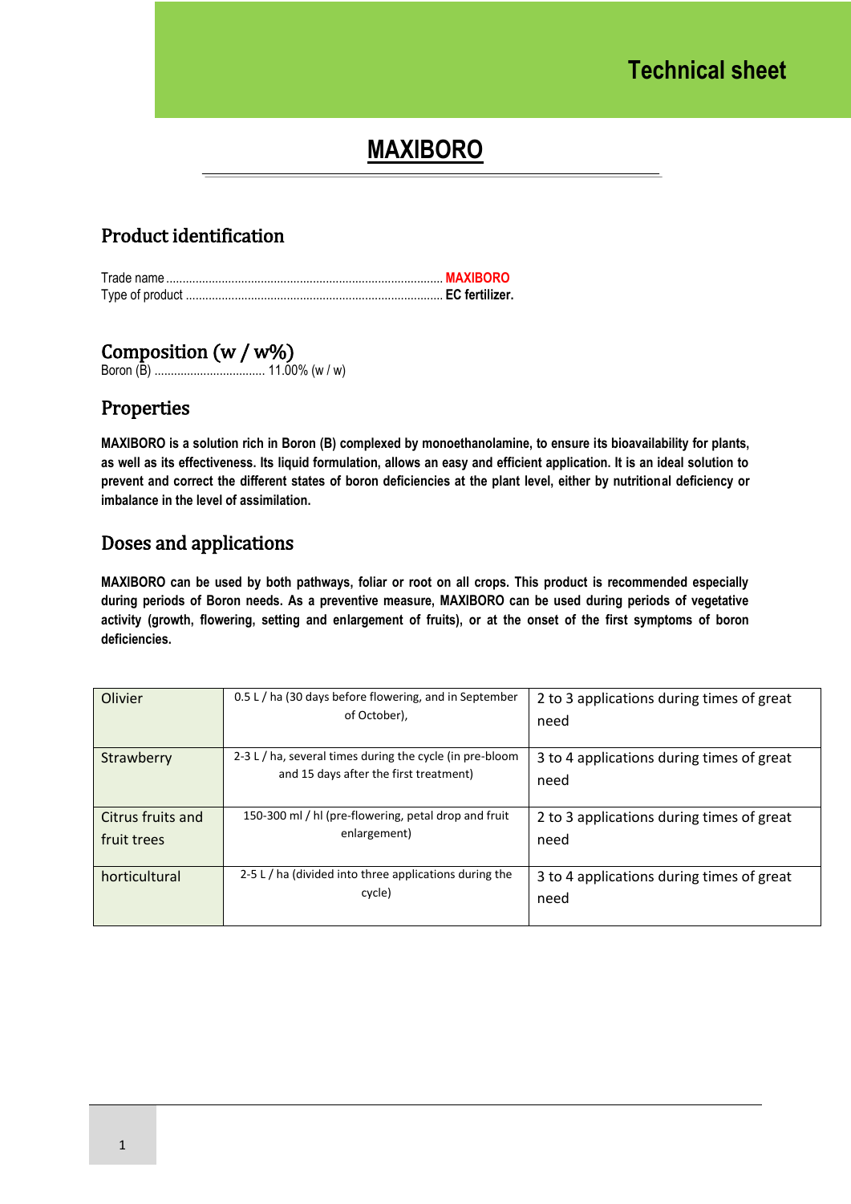# Technical sheet

# MAXIBORO

## Product identification

Trade name ................................................................................... **MAXIBORO**
Type of product ............................................................................... **EC fertilizer.**

## Composition (w / w%)

Boron (B) ................................. 11.00% (w / w)

## Properties

**MAXIBORO is a solution rich in Boron (B) complexed by monoethanolamine, to ensure its bioavailability for plants, as well as its effectiveness. Its liquid formulation, allows an easy and efficient application. It is an ideal solution to prevent and correct the different states of boron deficiencies at the plant level, either by nutritional deficiency or imbalance in the level of assimilation.**

## Doses and applications

**MAXIBORO can be used by both pathways, foliar or root on all crops. This product is recommended especially during periods of Boron needs. As a preventive measure, MAXIBORO can be used during periods of vegetative activity (growth, flowering, setting and enlargement of fruits), or at the onset of the first symptoms of boron deficiencies.**

| | | |
|---|---|---|
| Olivier | 0.5 L / ha (30 days before flowering, and in September of October), | 2 to 3 applications during times of great need |
| Strawberry | 2-3 L / ha, several times during the cycle (in pre-bloom and 15 days after the first treatment) | 3 to 4 applications during times of great need |
| Citrus fruits and fruit trees | 150-300 ml / hl (pre-flowering, petal drop and fruit enlargement) | 2 to 3 applications during times of great need |
| horticultural | 2-5 L / ha (divided into three applications during the cycle) | 3 to 4 applications during times of great need |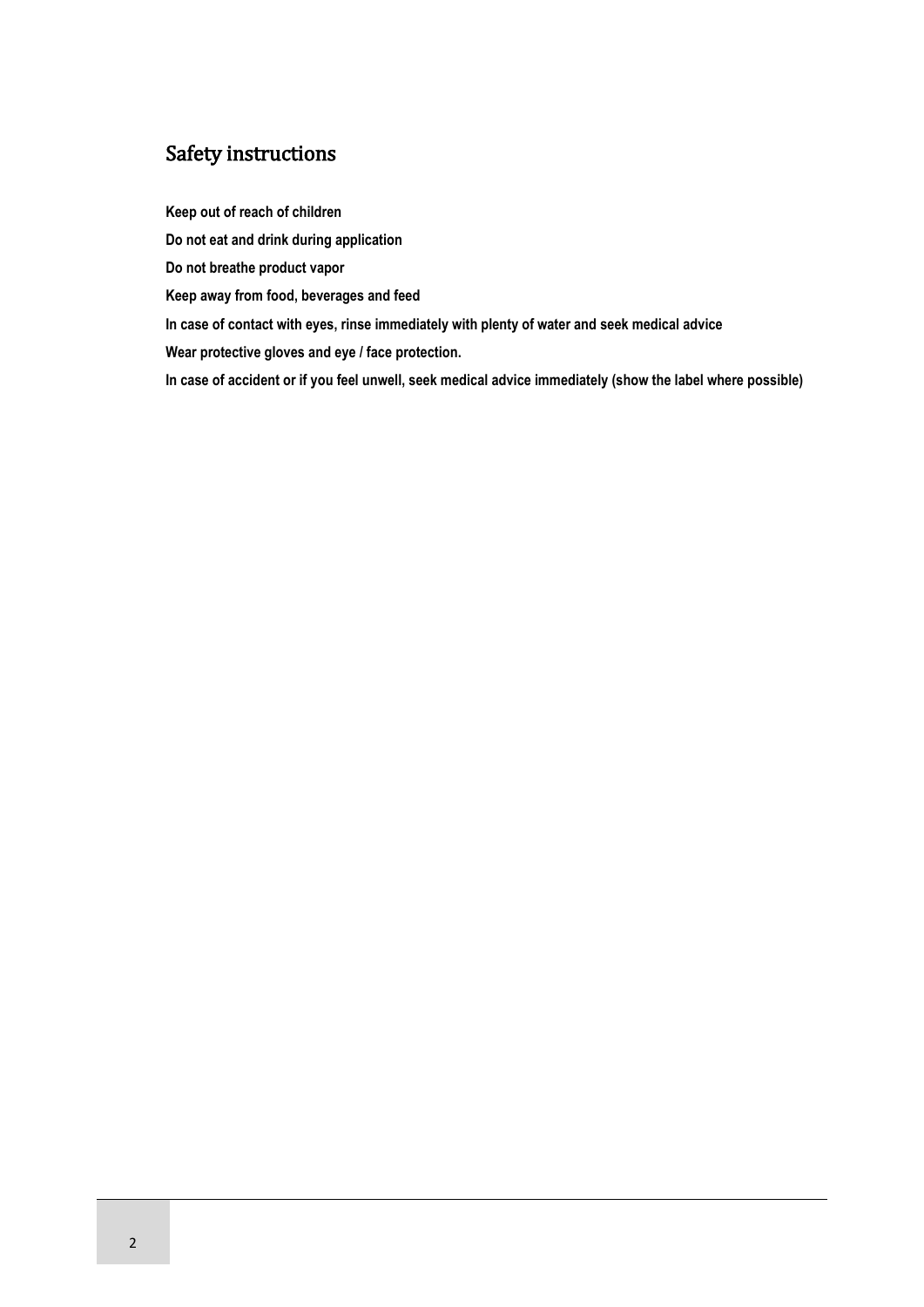## Safety instructions

**Keep out of reach of children**

**Do not eat and drink during application**

**Do not breathe product vapor**

**Keep away from food, beverages and feed**

**In case of contact with eyes, rinse immediately with plenty of water and seek medical advice**

**Wear protective gloves and eye / face protection.**

**In case of accident or if you feel unwell, seek medical advice immediately (show the label where possible)**